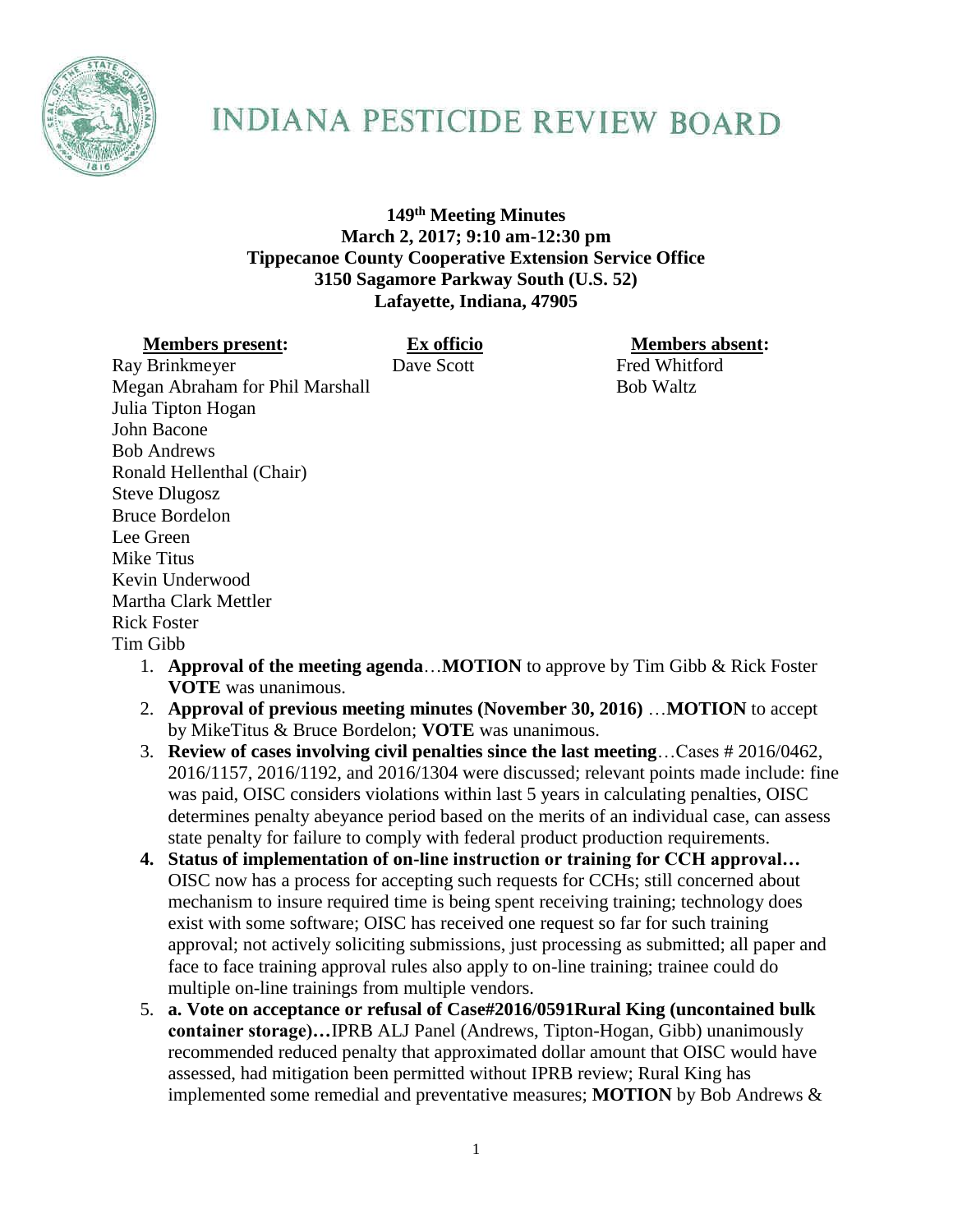# INDIANA PESTICIDE REVIEW BOARD

**149th Meeting Minutes**
**March 2, 2017; 9:10 am-12:30 pm**
**Tippecanoe County Cooperative Extension Service Office**
**3150 Sagamore Parkway South (U.S. 52)**
**Lafayette, Indiana, 47905**

| **Members present:** | **Ex officio** | **Members absent:** |
|---|---|---|
| Ray Brinkmeyer | Dave Scott | Fred Whitford |
| Megan Abraham for Phil Marshall | | Bob Waltz |
| Julia Tipton Hogan | | |
| John Bacone | | |
| Bob Andrews | | |
| Ronald Hellenthal (Chair) | | |
| Steve Dlugosz | | |
| Bruce Bordelon | | |
| Lee Green | | |
| Mike Titus | | |
| Kevin Underwood | | |
| Martha Clark Mettler | | |
| Rick Foster | | |
| Tim Gibb | | |

1. **Approval of the meeting agenda**…**MOTION** to approve by Tim Gibb & Rick Foster **VOTE** was unanimous.
2. **Approval of previous meeting minutes (November 30, 2016)** …**MOTION** to accept by MikeTitus & Bruce Bordelon; **VOTE** was unanimous.
3. **Review of cases involving civil penalties since the last meeting**…Cases # 2016/0462, 2016/1157, 2016/1192, and 2016/1304 were discussed; relevant points made include: fine was paid, OISC considers violations within last 5 years in calculating penalties, OISC determines penalty abeyance period based on the merits of an individual case, can assess state penalty for failure to comply with federal product production requirements.
4. **Status of implementation of on-line instruction or training for CCH approval…** OISC now has a process for accepting such requests for CCHs; still concerned about mechanism to insure required time is being spent receiving training; technology does exist with some software; OISC has received one request so far for such training approval; not actively soliciting submissions, just processing as submitted; all paper and face to face training approval rules also apply to on-line training; trainee could do multiple on-line trainings from multiple vendors.
5. **a. Vote on acceptance or refusal of Case#2016/0591Rural King (uncontained bulk container storage)…**IPRB ALJ Panel (Andrews, Tipton-Hogan, Gibb) unanimously recommended reduced penalty that approximated dollar amount that OISC would have assessed, had mitigation been permitted without IPRB review; Rural King has implemented some remedial and preventative measures; **MOTION** by Bob Andrews &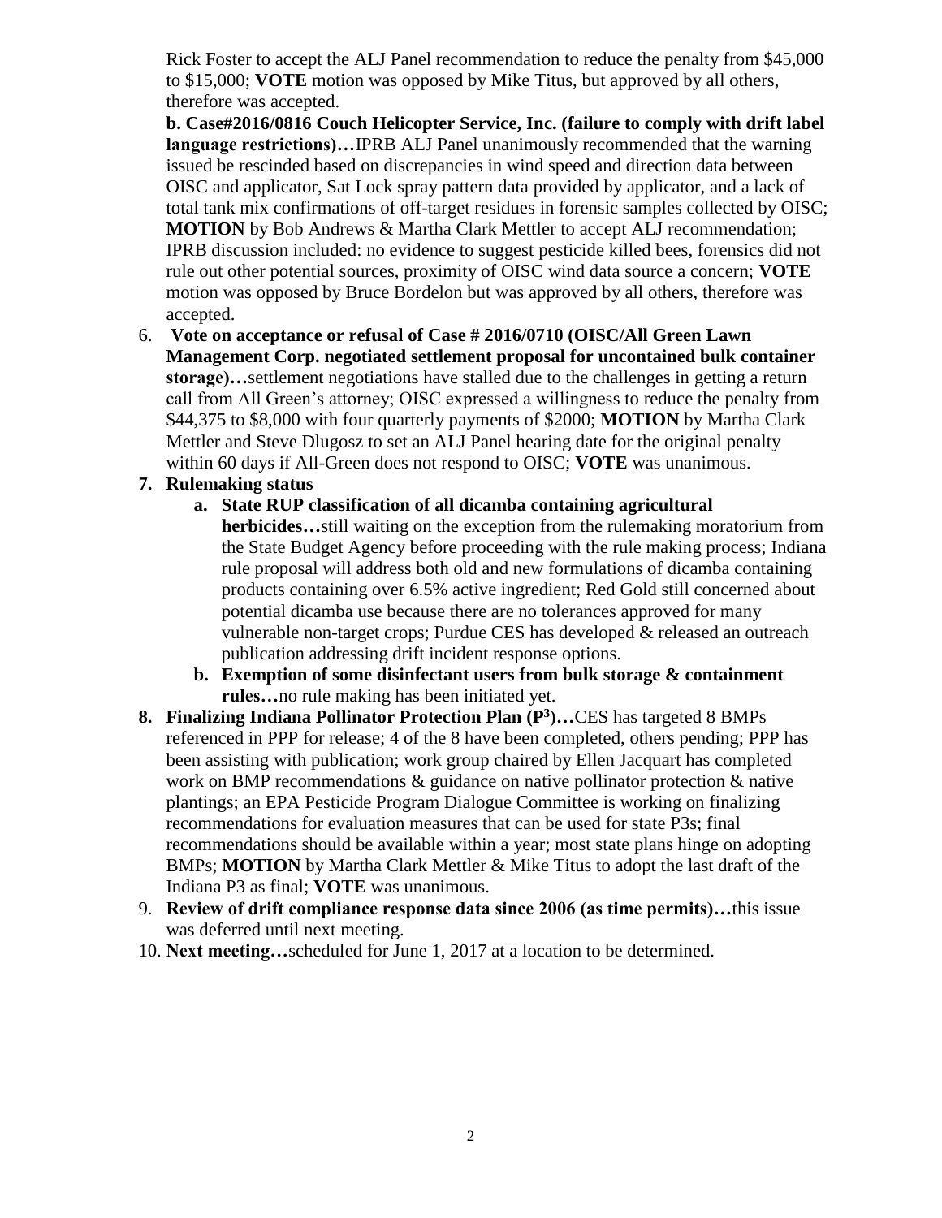Rick Foster to accept the ALJ Panel recommendation to reduce the penalty from $45,000 to $15,000; **VOTE** motion was opposed by Mike Titus, but approved by all others, therefore was accepted.

**b. Case#2016/0816 Couch Helicopter Service, Inc. (failure to comply with drift label language restrictions)…**IPRB ALJ Panel unanimously recommended that the warning issued be rescinded based on discrepancies in wind speed and direction data between OISC and applicator, Sat Lock spray pattern data provided by applicator, and a lack of total tank mix confirmations of off-target residues in forensic samples collected by OISC; **MOTION** by Bob Andrews & Martha Clark Mettler to accept ALJ recommendation; IPRB discussion included: no evidence to suggest pesticide killed bees, forensics did not rule out other potential sources, proximity of OISC wind data source a concern; **VOTE** motion was opposed by Bruce Bordelon but was approved by all others, therefore was accepted.

6. **Vote on acceptance or refusal of Case # 2016/0710 (OISC/All Green Lawn Management Corp. negotiated settlement proposal for uncontained bulk container storage)…**settlement negotiations have stalled due to the challenges in getting a return call from All Green's attorney; OISC expressed a willingness to reduce the penalty from $44,375 to $8,000 with four quarterly payments of $2000; **MOTION** by Martha Clark Mettler and Steve Dlugosz to set an ALJ Panel hearing date for the original penalty within 60 days if All-Green does not respond to OISC; **VOTE** was unanimous.

7. **Rulemaking status**
   a. **State RUP classification of all dicamba containing agricultural herbicides…**still waiting on the exception from the rulemaking moratorium from the State Budget Agency before proceeding with the rule making process; Indiana rule proposal will address both old and new formulations of dicamba containing products containing over 6.5% active ingredient; Red Gold still concerned about potential dicamba use because there are no tolerances approved for many vulnerable non-target crops; Purdue CES has developed & released an outreach publication addressing drift incident response options.
   b. **Exemption of some disinfectant users from bulk storage & containment rules…**no rule making has been initiated yet.

8. **Finalizing Indiana Pollinator Protection Plan ($P^3$)…**CES has targeted 8 BMPs referenced in PPP for release; 4 of the 8 have been completed, others pending; PPP has been assisting with publication; work group chaired by Ellen Jacquart has completed work on BMP recommendations & guidance on native pollinator protection & native plantings; an EPA Pesticide Program Dialogue Committee is working on finalizing recommendations for evaluation measures that can be used for state P3s; final recommendations should be available within a year; most state plans hinge on adopting BMPs; **MOTION** by Martha Clark Mettler & Mike Titus to adopt the last draft of the Indiana P3 as final; **VOTE** was unanimous.

9. **Review of drift compliance response data since 2006 (as time permits)…**this issue was deferred until next meeting.

10. **Next meeting…**scheduled for June 1, 2017 at a location to be determined.